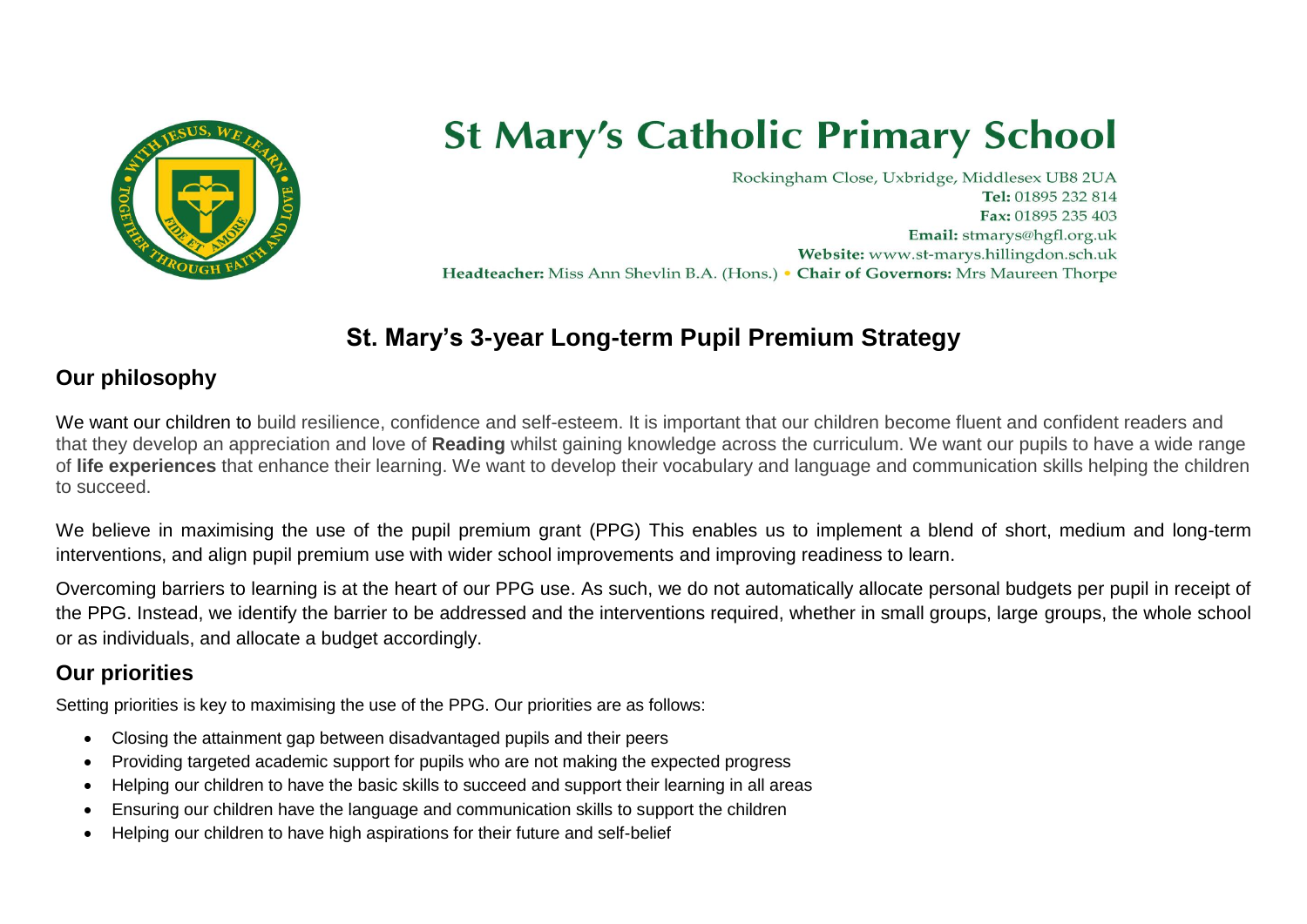# St Mary's Catholic Primary School

Rockingham Close, Uxbridge, Middlesex UB8 2UA
**Tel:** 01895 232 814
**Fax:** 01895 235 403
**Email:** stmarys@hgfl.org.uk
**Website:** www.st-marys.hillingdon.sch.uk
**Headteacher:** Miss Ann Shevlin B.A. (Hons.) • **Chair of Governors:** Mrs Maureen Thorpe

## St. Mary's 3-year Long-term Pupil Premium Strategy

### Our philosophy

We want our children to build resilience, confidence and self-esteem. It is important that our children become fluent and confident readers and that they develop an appreciation and love of **Reading** whilst gaining knowledge across the curriculum. We want our pupils to have a wide range of **life experiences** that enhance their learning. We want to develop their vocabulary and language and communication skills helping the children to succeed.

We believe in maximising the use of the pupil premium grant (PPG) This enables us to implement a blend of short, medium and long-term interventions, and align pupil premium use with wider school improvements and improving readiness to learn.

Overcoming barriers to learning is at the heart of our PPG use. As such, we do not automatically allocate personal budgets per pupil in receipt of the PPG. Instead, we identify the barrier to be addressed and the interventions required, whether in small groups, large groups, the whole school or as individuals, and allocate a budget accordingly.

### Our priorities

Setting priorities is key to maximising the use of the PPG. Our priorities are as follows:

- Closing the attainment gap between disadvantaged pupils and their peers
- Providing targeted academic support for pupils who are not making the expected progress
- Helping our children to have the basic skills to succeed and support their learning in all areas
- Ensuring our children have the language and communication skills to support the children
- Helping our children to have high aspirations for their future and self-belief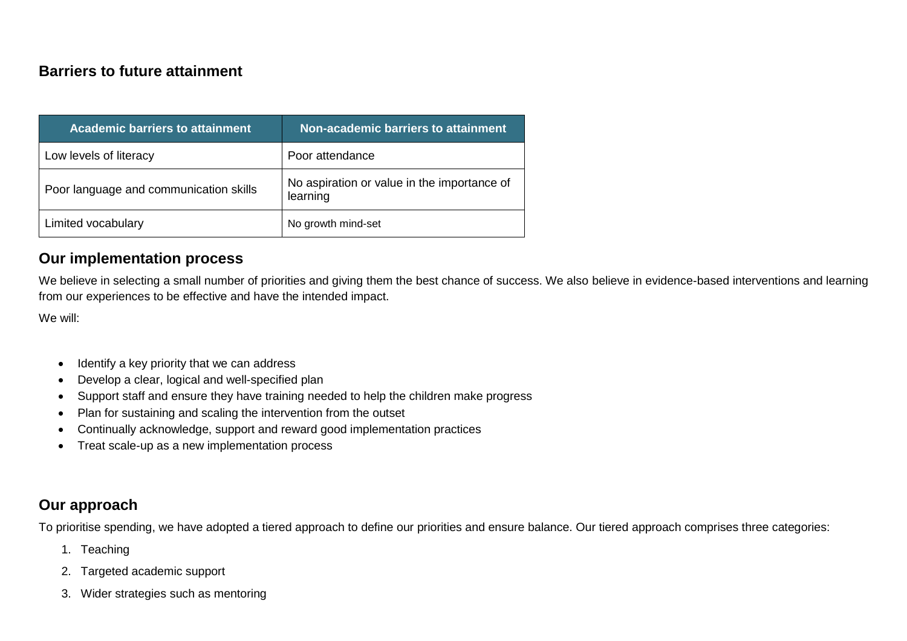## Barriers to future attainment

| Academic barriers to attainment | Non-academic barriers to attainment |
| --- | --- |
| Low levels of literacy | Poor attendance |
| Poor language and communication skills | No aspiration or value in the importance of learning |
| Limited vocabulary | No growth mind-set |

## Our implementation process

We believe in selecting a small number of priorities and giving them the best chance of success. We also believe in evidence-based interventions and learning from our experiences to be effective and have the intended impact.

We will:

- Identify a key priority that we can address
- Develop a clear, logical and well-specified plan
- Support staff and ensure they have training needed to help the children make progress
- Plan for sustaining and scaling the intervention from the outset
- Continually acknowledge, support and reward good implementation practices
- Treat scale-up as a new implementation process

## Our approach

To prioritise spending, we have adopted a tiered approach to define our priorities and ensure balance. Our tiered approach comprises three categories:

1. Teaching
2. Targeted academic support
3. Wider strategies such as mentoring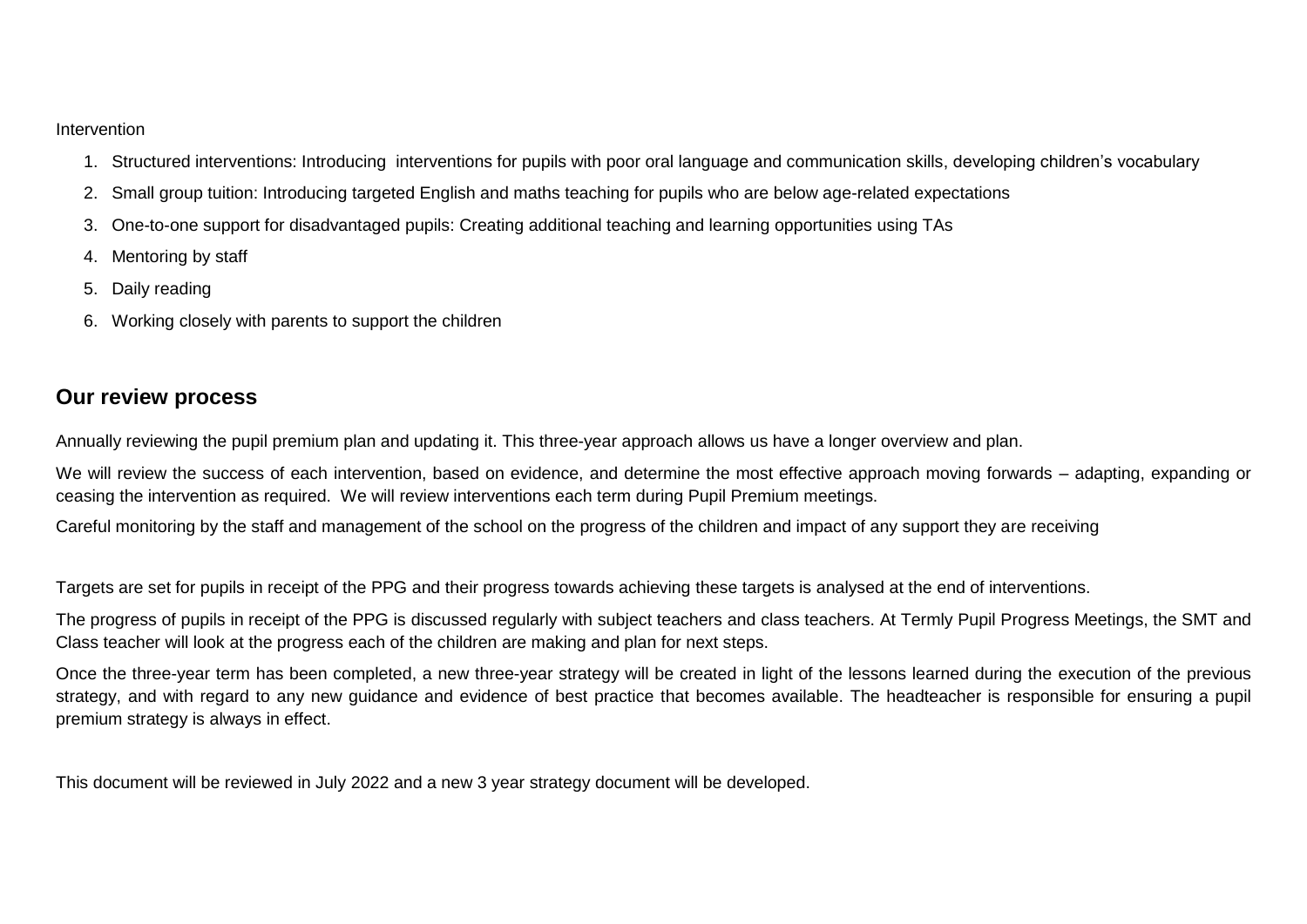Intervention

1. Structured interventions: Introducing interventions for pupils with poor oral language and communication skills, developing children's vocabulary
2. Small group tuition: Introducing targeted English and maths teaching for pupils who are below age-related expectations
3. One-to-one support for disadvantaged pupils: Creating additional teaching and learning opportunities using TAs
4. Mentoring by staff
5. Daily reading
6. Working closely with parents to support the children

## Our review process

Annually reviewing the pupil premium plan and updating it. This three-year approach allows us have a longer overview and plan.

We will review the success of each intervention, based on evidence, and determine the most effective approach moving forwards – adapting, expanding or ceasing the intervention as required. We will review interventions each term during Pupil Premium meetings.

Careful monitoring by the staff and management of the school on the progress of the children and impact of any support they are receiving

Targets are set for pupils in receipt of the PPG and their progress towards achieving these targets is analysed at the end of interventions.

The progress of pupils in receipt of the PPG is discussed regularly with subject teachers and class teachers. At Termly Pupil Progress Meetings, the SMT and Class teacher will look at the progress each of the children are making and plan for next steps.

Once the three-year term has been completed, a new three-year strategy will be created in light of the lessons learned during the execution of the previous strategy, and with regard to any new guidance and evidence of best practice that becomes available. The headteacher is responsible for ensuring a pupil premium strategy is always in effect.

This document will be reviewed in July 2022 and a new 3 year strategy document will be developed.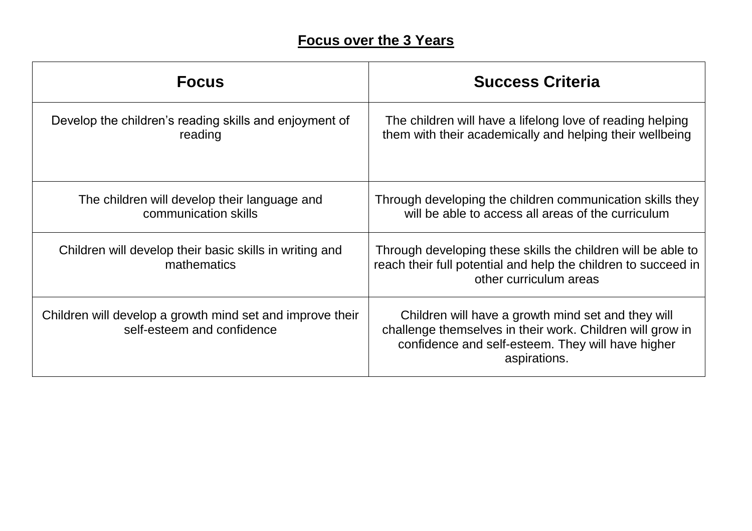## Focus over the 3 Years

| Focus | Success Criteria |
| --- | --- |
| Develop the children's reading skills and enjoyment of reading | The children will have a lifelong love of reading helping them with their academically and helping their wellbeing |
| The children will develop their language and communication skills | Through developing the children communication skills they will be able to access all areas of the curriculum |
| Children will develop their basic skills in writing and mathematics | Through developing these skills the children will be able to reach their full potential and help the children to succeed in other curriculum areas |
| Children will develop a growth mind set and improve their self-esteem and confidence | Children will have a growth mind set and they will challenge themselves in their work. Children will grow in confidence and self-esteem. They will have higher aspirations. |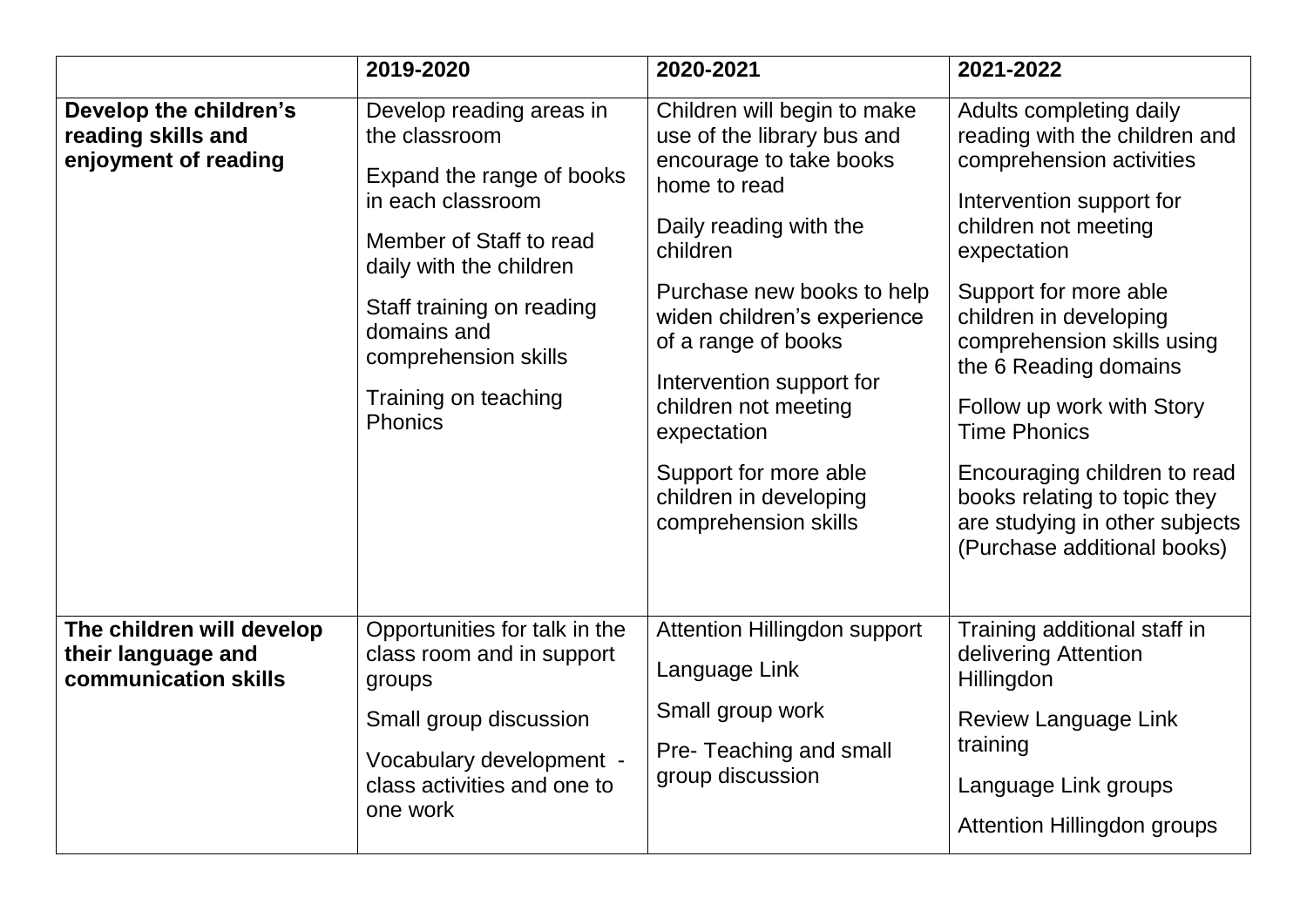| | 2019-2020 | 2020-2021 | 2021-2022 |
|---|---|---|---|
| **Develop the children's reading skills and enjoyment of reading** | Develop reading areas in the classroom<br><br>Expand the range of books in each classroom<br><br>Member of Staff to read daily with the children<br><br>Staff training on reading domains and comprehension skills<br><br>Training on teaching Phonics | Children will begin to make use of the library bus and encourage to take books home to read<br><br>Daily reading with the children<br><br>Purchase new books to help widen children's experience of a range of books<br><br>Intervention support for children not meeting expectation<br><br>Support for more able children in developing comprehension skills | Adults completing daily reading with the children and comprehension activities<br><br>Intervention support for children not meeting expectation<br><br>Support for more able children in developing comprehension skills using the 6 Reading domains<br><br>Follow up work with Story Time Phonics<br><br>Encouraging children to read books relating to topic they are studying in other subjects (Purchase additional books) |
| **The children will develop their language and communication skills** | Opportunities for talk in the class room and in support groups<br><br>Small group discussion<br><br>Vocabulary development - class activities and one to one work | Attention Hillingdon support<br><br>Language Link<br><br>Small group work<br><br>Pre- Teaching and small group discussion | Training additional staff in delivering Attention Hillingdon<br><br>Review Language Link training<br><br>Language Link groups<br><br>Attention Hillingdon groups |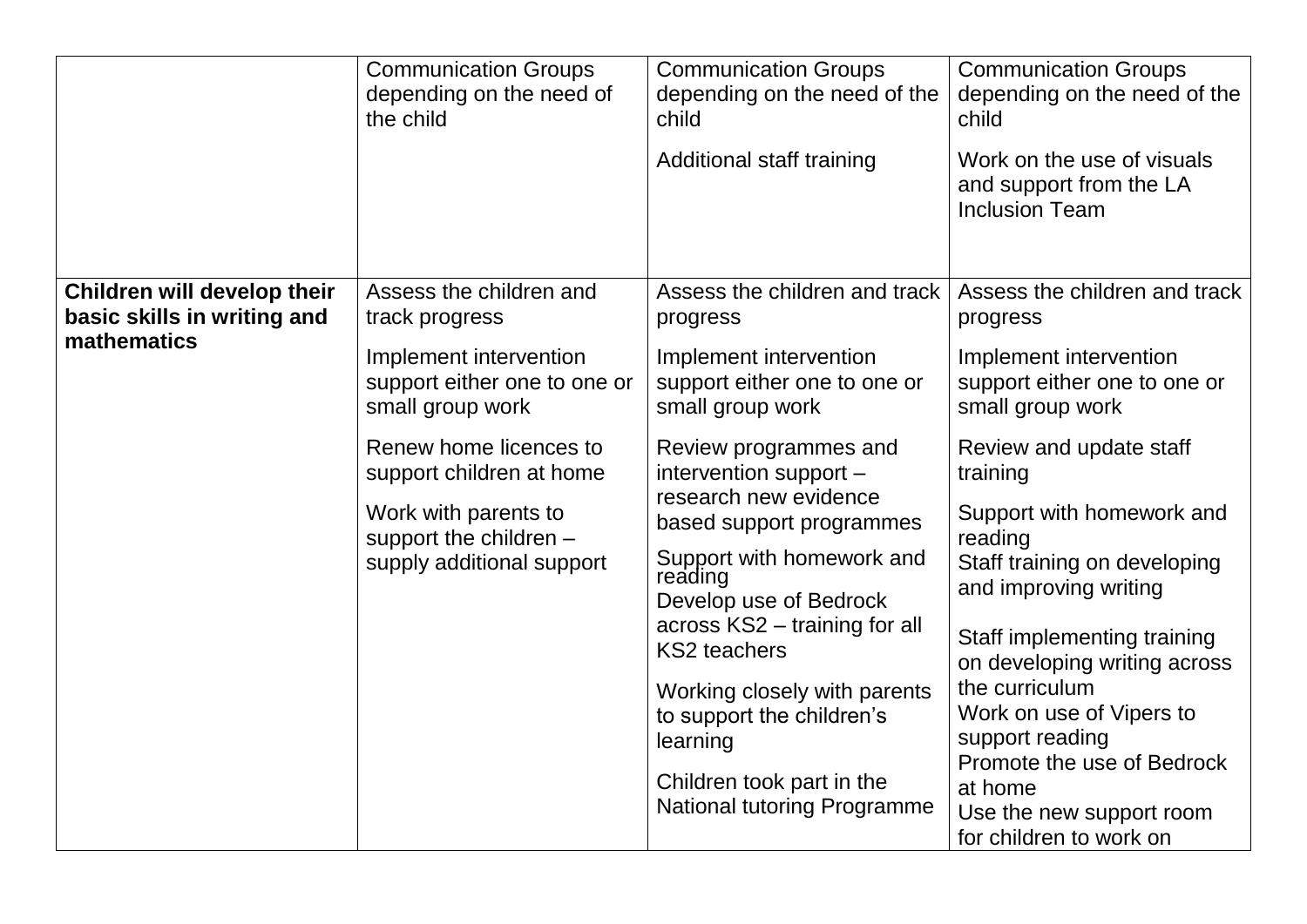| | | | |
|---|---|---|---|
| | Communication Groups depending on the need of the child | Communication Groups depending on the need of the child<br><br>Additional staff training | Communication Groups depending on the need of the child<br><br>Work on the use of visuals and support from the LA Inclusion Team |
| **Children will develop their basic skills in writing and mathematics** | Assess the children and track progress<br><br>Implement intervention support either one to one or small group work<br><br>Renew home licences to support children at home<br><br>Work with parents to support the children – supply additional support | Assess the children and track progress<br><br>Implement intervention support either one to one or small group work<br><br>Review programmes and intervention support – research new evidence based support programmes<br><br>Support with homework and reading<br>Develop use of Bedrock across KS2 – training for all KS2 teachers<br><br>Working closely with parents to support the children's learning<br><br>Children took part in the National tutoring Programme | Assess the children and track progress<br><br>Implement intervention support either one to one or small group work<br><br>Review and update staff training<br><br>Support with homework and reading<br>Staff training on developing and improving writing<br><br>Staff implementing training on developing writing across the curriculum<br>Work on use of Vipers to support reading<br>Promote the use of Bedrock at home<br>Use the new support room for children to work on |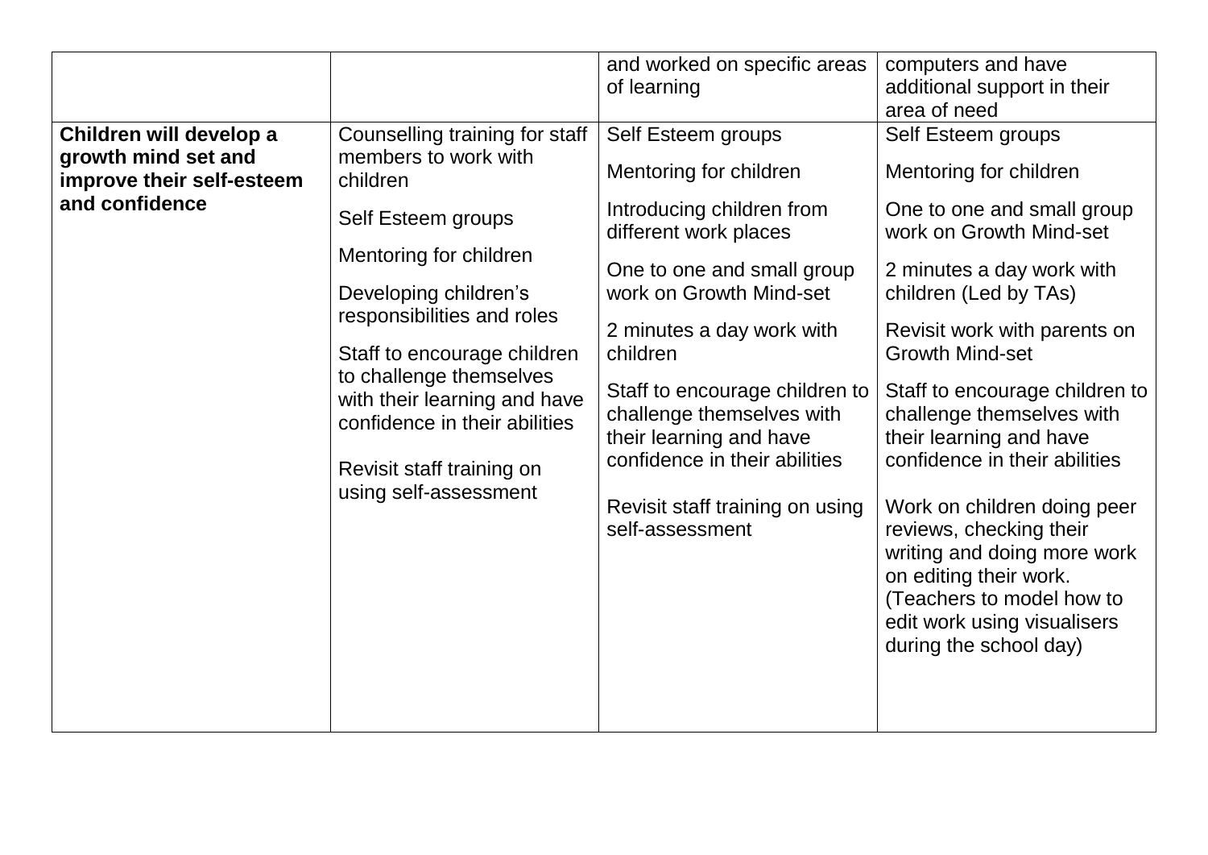| | | | |
|---|---|---|---|
| | | and worked on specific areas of learning | computers and have additional support in their area of need |
| **Children will develop a growth mind set and improve their self-esteem and confidence** | Counselling training for staff members to work with children<br><br>Self Esteem groups<br><br>Mentoring for children<br><br>Developing children's responsibilities and roles<br><br>Staff to encourage children to challenge themselves with their learning and have confidence in their abilities<br><br>Revisit staff training on using self-assessment | Self Esteem groups<br><br>Mentoring for children<br><br>Introducing children from different work places<br><br>One to one and small group work on Growth Mind-set<br><br>2 minutes a day work with children<br><br>Staff to encourage children to challenge themselves with their learning and have confidence in their abilities<br><br>Revisit staff training on using self-assessment | Self Esteem groups<br><br>Mentoring for children<br><br>One to one and small group work on Growth Mind-set<br><br>2 minutes a day work with children (Led by TAs)<br><br>Revisit work with parents on Growth Mind-set<br><br>Staff to encourage children to challenge themselves with their learning and have confidence in their abilities<br><br>Work on children doing peer reviews, checking their writing and doing more work on editing their work. (Teachers to model how to edit work using visualisers during the school day) |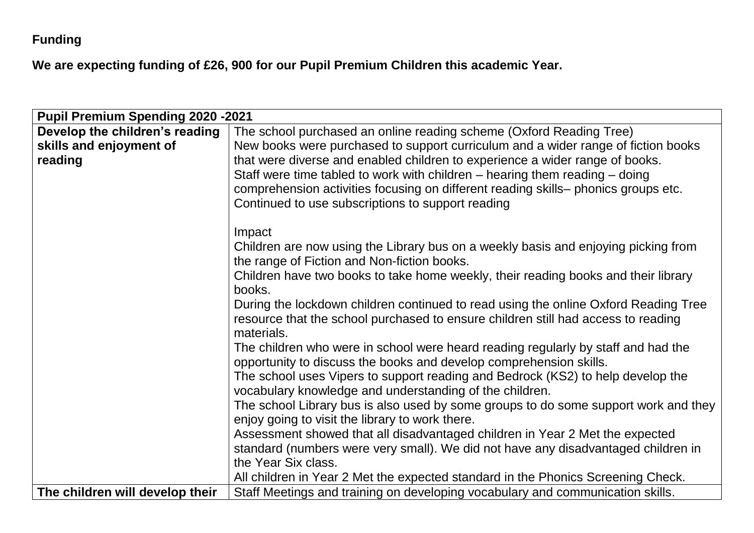**Funding**

**We are expecting funding of £26, 900 for our Pupil Premium Children this academic Year.**

| **Pupil Premium Spending 2020 -2021** | |
|---|---|
| **Develop the children's reading skills and enjoyment of reading** | The school purchased an online reading scheme (Oxford Reading Tree)<br>New books were purchased to support curriculum and a wider range of fiction books that were diverse and enabled children to experience a wider range of books.<br>Staff were time tabled to work with children – hearing them reading – doing comprehension activities focusing on different reading skills– phonics groups etc.<br>Continued to use subscriptions to support reading<br><br>Impact<br>Children are now using the Library bus on a weekly basis and enjoying picking from the range of Fiction and Non-fiction books.<br>Children have two books to take home weekly, their reading books and their library books.<br>During the lockdown children continued to read using the online Oxford Reading Tree resource that the school purchased to ensure children still had access to reading materials.<br>The children who were in school were heard reading regularly by staff and had the opportunity to discuss the books and develop comprehension skills.<br>The school uses Vipers to support reading and Bedrock (KS2) to help develop the vocabulary knowledge and understanding of the children.<br>The school Library bus is also used by some groups to do some support work and they enjoy going to visit the library to work there.<br>Assessment showed that all disadvantaged children in Year 2 Met the expected standard (numbers were very small). We did not have any disadvantaged children in the Year Six class.<br>All children in Year 2 Met the expected standard in the Phonics Screening Check. |
| **The children will develop their** | Staff Meetings and training on developing vocabulary and communication skills. |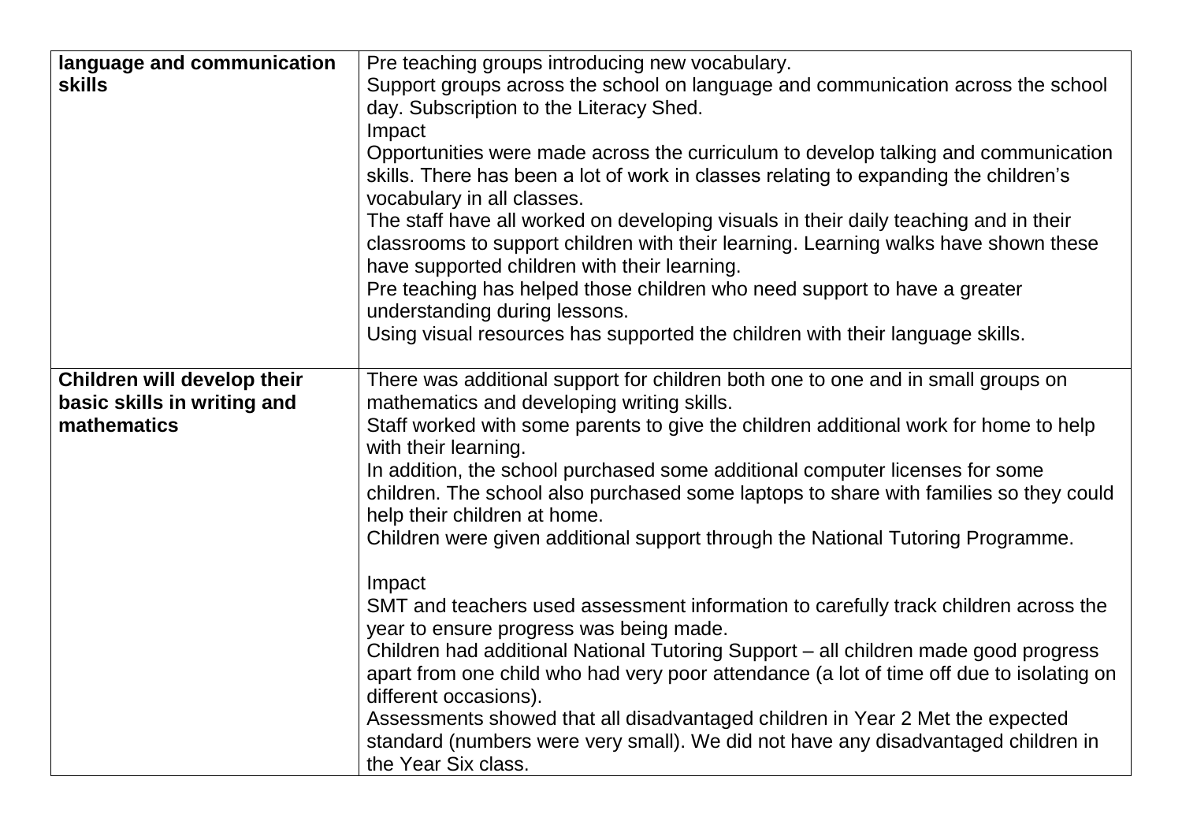| **language and communication skills** | Pre teaching groups introducing new vocabulary.<br>Support groups across the school on language and communication across the school day. Subscription to the Literacy Shed.<br>Impact<br>Opportunities were made across the curriculum to develop talking and communication skills. There has been a lot of work in classes relating to expanding the children's vocabulary in all classes.<br>The staff have all worked on developing visuals in their daily teaching and in their classrooms to support children with their learning. Learning walks have shown these have supported children with their learning.<br>Pre teaching has helped those children who need support to have a greater understanding during lessons.<br>Using visual resources has supported the children with their language skills. |
|---|---|
| **Children will develop their basic skills in writing and mathematics** | There was additional support for children both one to one and in small groups on mathematics and developing writing skills.<br>Staff worked with some parents to give the children additional work for home to help with their learning.<br>In addition, the school purchased some additional computer licenses for some children. The school also purchased some laptops to share with families so they could help their children at home.<br>Children were given additional support through the National Tutoring Programme.<br><br>Impact<br>SMT and teachers used assessment information to carefully track children across the year to ensure progress was being made.<br>Children had additional National Tutoring Support – all children made good progress apart from one child who had very poor attendance (a lot of time off due to isolating on different occasions).<br>Assessments showed that all disadvantaged children in Year 2 Met the expected standard (numbers were very small). We did not have any disadvantaged children in the Year Six class. |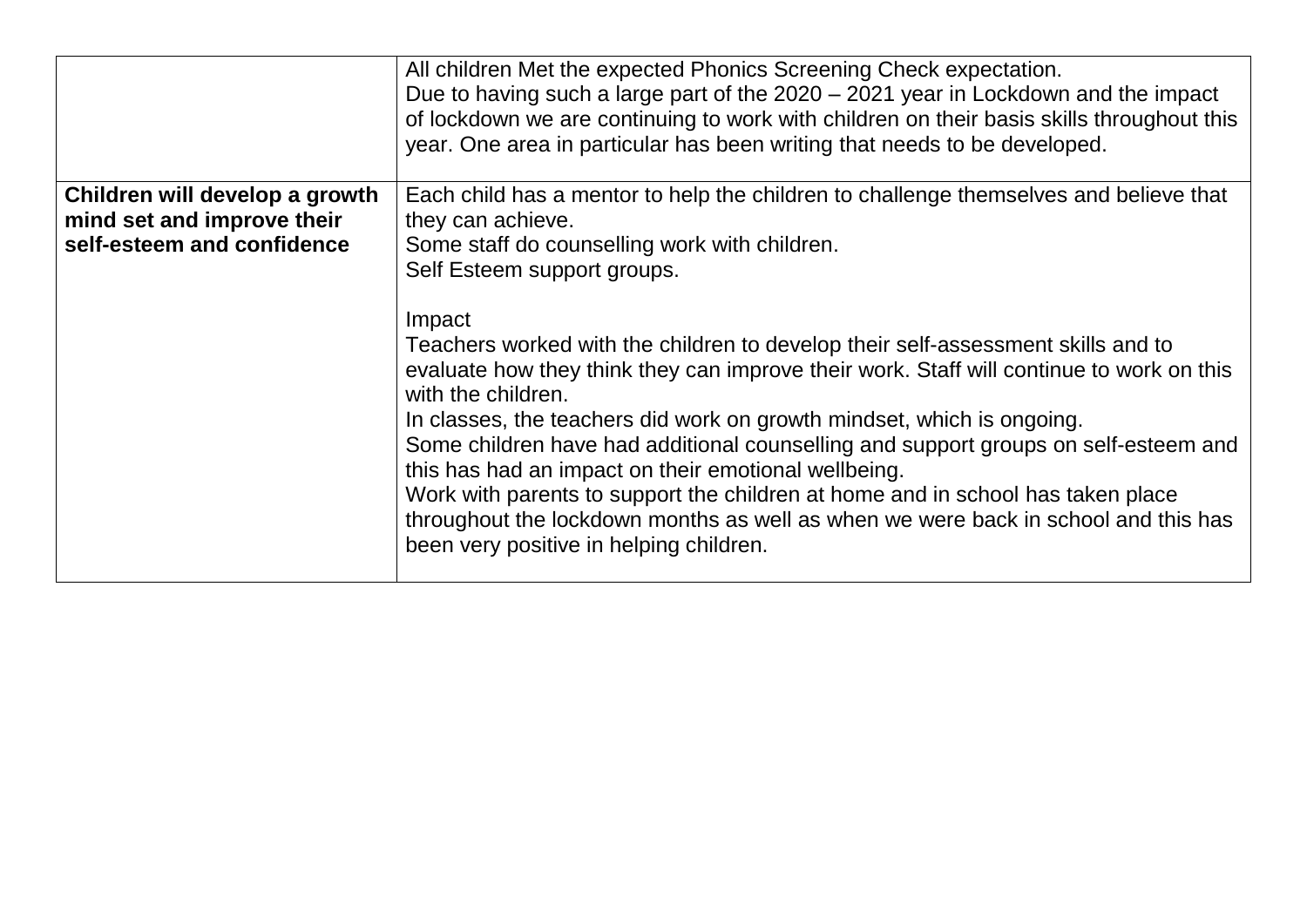| | |
|---|---|
| | All children Met the expected Phonics Screening Check expectation.<br>Due to having such a large part of the 2020 – 2021 year in Lockdown and the impact of lockdown we are continuing to work with children on their basis skills throughout this year. One area in particular has been writing that needs to be developed. |
| **Children will develop a growth mind set and improve their self-esteem and confidence** | Each child has a mentor to help the children to challenge themselves and believe that they can achieve.<br>Some staff do counselling work with children.<br>Self Esteem support groups.<br><br>Impact<br>Teachers worked with the children to develop their self-assessment skills and to evaluate how they think they can improve their work. Staff will continue to work on this with the children.<br>In classes, the teachers did work on growth mindset, which is ongoing.<br>Some children have had additional counselling and support groups on self-esteem and this has had an impact on their emotional wellbeing.<br>Work with parents to support the children at home and in school has taken place throughout the lockdown months as well as when we were back in school and this has been very positive in helping children. |